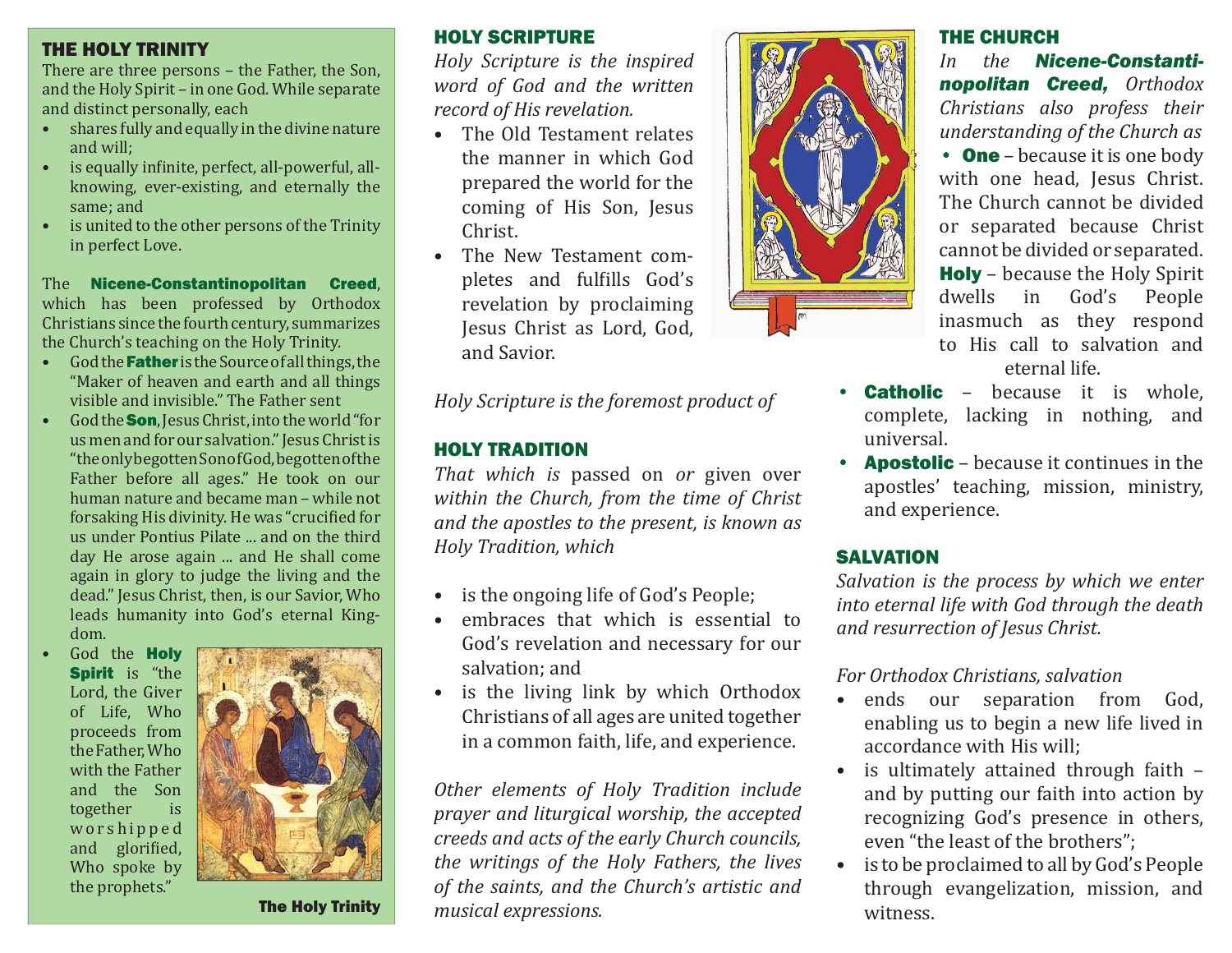## THE HOLY TRINITY

There are three persons – the Father, the Son, and the Holy Spirit – in one God. While separate and distinct personally, each

- shares fully and equally in the divine nature and will;
- is equally infinite, perfect, all-powerful, all-knowing, ever-existing, and eternally the same; and
- is united to the other persons of the Trinity in perfect Love.

The **Nicene-Constantinopolitan Creed**, which has been professed by Orthodox Christians since the fourth century, summarizes the Church's teaching on the Holy Trinity.

- God the **Father** is the Source of all things, the "Maker of heaven and earth and all things visible and invisible." The Father sent
- God the **Son**, Jesus Christ, into the world "for us men and for our salvation." Jesus Christ is "the only begotten Son of God, begotten of the Father before all ages." He took on our human nature and became man – while not forsaking His divinity. He was "crucified for us under Pontius Pilate ... and on the third day He arose again ... and He shall come again in glory to judge the living and the dead." Jesus Christ, then, is our Savior, Who leads humanity into God's eternal Kingdom.
- God the **Holy Spirit** is "the Lord, the Giver of Life, Who proceeds from the Father, Who with the Father and the Son together is worshipped and glorified, Who spoke by the prophets."

**The Holy Trinity**

## HOLY SCRIPTURE

*Holy Scripture is the inspired word of God and the written record of His revelation.*

- The Old Testament relates the manner in which God prepared the world for the coming of His Son, Jesus Christ.
- The New Testament completes and fulfills God's revelation by proclaiming Jesus Christ as Lord, God, and Savior.

*Holy Scripture is the foremost product of*

## HOLY TRADITION

*That which is* passed on *or* given over *within the Church, from the time of Christ and the apostles to the present, is known as Holy Tradition, which*

- is the ongoing life of God's People;
- embraces that which is essential to God's revelation and necessary for our salvation; and
- is the living link by which Orthodox Christians of all ages are united together in a common faith, life, and experience.

*Other elements of Holy Tradition include prayer and liturgical worship, the accepted creeds and acts of the early Church councils, the writings of the Holy Fathers, the lives of the saints, and the Church's artistic and musical expressions.*

## THE CHURCH

*In the* ***Nicene-Constantinopolitan Creed,*** *Orthodox Christians also profess their understanding of the Church as*

- **One** – because it is one body with one head, Jesus Christ. The Church cannot be divided or separated because Christ cannot be divided or separated.
- **Holy** – because the Holy Spirit dwells in God's People inasmuch as they respond to His call to salvation and eternal life.
- **Catholic** – because it is whole, complete, lacking in nothing, and universal.
- **Apostolic** – because it continues in the apostles' teaching, mission, ministry, and experience.

## SALVATION

*Salvation is the process by which we enter into eternal life with God through the death and resurrection of Jesus Christ.*

*For Orthodox Christians, salvation*

- ends our separation from God, enabling us to begin a new life lived in accordance with His will;
- is ultimately attained through faith – and by putting our faith into action by recognizing God's presence in others, even "the least of the brothers";
- is to be proclaimed to all by God's People through evangelization, mission, and witness.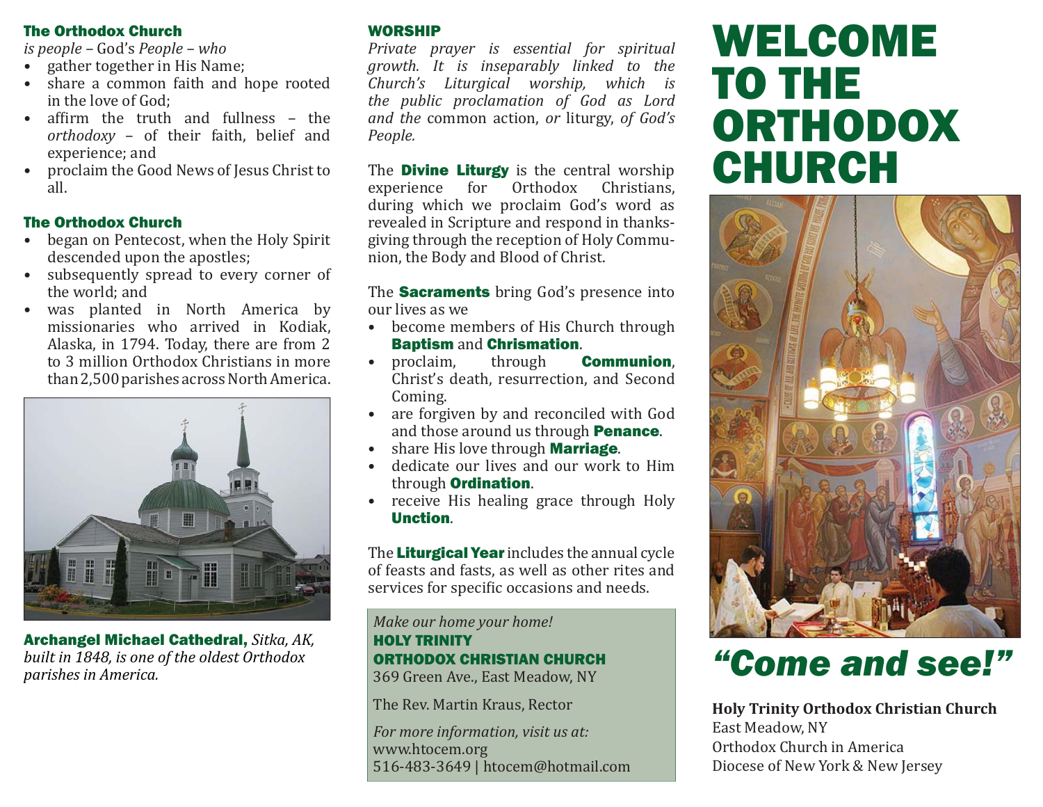### The Orthodox Church

*is people* – God's *People – who*

- gather together in His Name;
- share a common faith and hope rooted in the love of God;
- affirm the truth and fullness – the *orthodoxy* – of their faith, belief and experience; and
- proclaim the Good News of Jesus Christ to all.

### The Orthodox Church

- began on Pentecost, when the Holy Spirit descended upon the apostles;
- subsequently spread to every corner of the world; and
- was planted in North America by missionaries who arrived in Kodiak, Alaska, in 1794. Today, there are from 2 to 3 million Orthodox Christians in more than 2,500 parishes across North America.

**Archangel Michael Cathedral,** *Sitka, AK, built in 1848, is one of the oldest Orthodox parishes in America.*

### WORSHIP

*Private prayer is essential for spiritual growth. It is inseparably linked to the Church's Liturgical worship, which is the public proclamation of God as Lord and the* common action, *or* liturgy, *of God's People.*

The **Divine Liturgy** is the central worship experience for Orthodox Christians, during which we proclaim God's word as revealed in Scripture and respond in thanksgiving through the reception of Holy Communion, the Body and Blood of Christ.

The **Sacraments** bring God's presence into our lives as we

- become members of His Church through **Baptism** and **Chrismation**.
- proclaim, through **Communion**, Christ's death, resurrection, and Second Coming.
- are forgiven by and reconciled with God and those around us through **Penance**.
- share His love through **Marriage**.
- dedicate our lives and our work to Him through **Ordination**.
- receive His healing grace through Holy **Unction**.

The **Liturgical Year** includes the annual cycle of feasts and fasts, as well as other rites and services for specific occasions and needs.

*Make our home your home!*
**HOLY TRINITY ORTHODOX CHRISTIAN CHURCH**
369 Green Ave., East Meadow, NY

The Rev. Martin Kraus, Rector

*For more information, visit us at:*
www.htocem.org
516-483-3649 | htocem@hotmail.com

# WELCOME TO THE ORTHODOX CHURCH

## *"Come and see!"*

**Holy Trinity Orthodox Christian Church**
East Meadow, NY
Orthodox Church in America
Diocese of New York & New Jersey